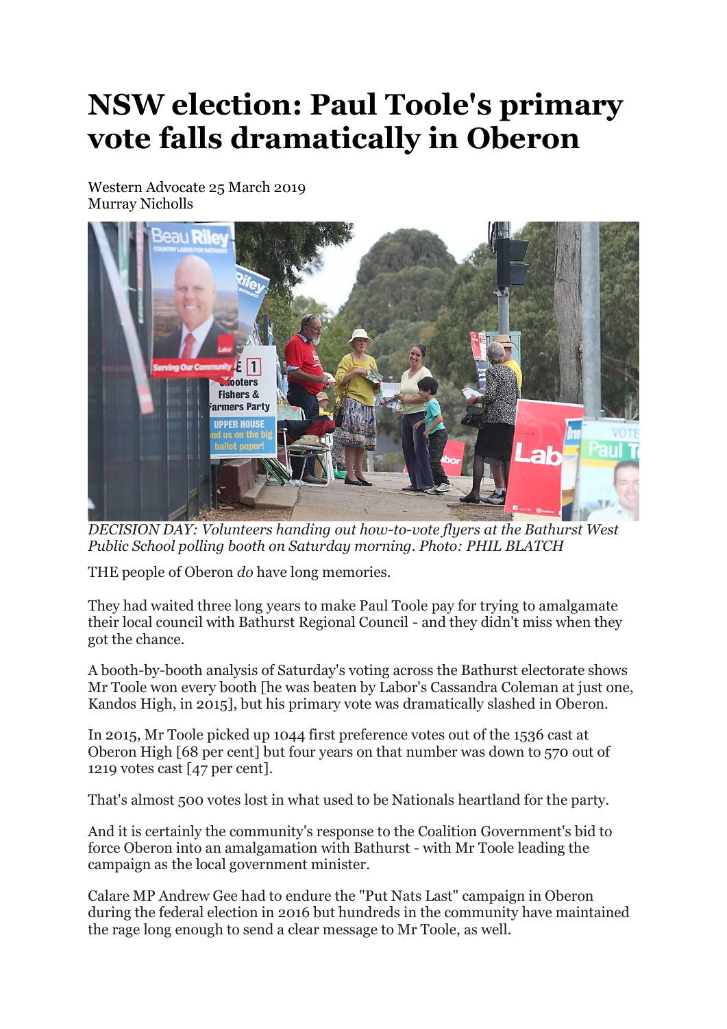# NSW election: Paul Toole's primary vote falls dramatically in Oberon

Western Advocate 25 March 2019
Murray Nicholls

*DECISION DAY: Volunteers handing out how-to-vote flyers at the Bathurst West Public School polling booth on Saturday morning. Photo: PHIL BLATCH*

THE people of Oberon *do* have long memories.

They had waited three long years to make Paul Toole pay for trying to amalgamate their local council with Bathurst Regional Council - and they didn't miss when they got the chance.

A booth-by-booth analysis of Saturday's voting across the Bathurst electorate shows Mr Toole won every booth [he was beaten by Labor's Cassandra Coleman at just one, Kandos High, in 2015], but his primary vote was dramatically slashed in Oberon.

In 2015, Mr Toole picked up 1044 first preference votes out of the 1536 cast at Oberon High [68 per cent] but four years on that number was down to 570 out of 1219 votes cast [47 per cent].

That's almost 500 votes lost in what used to be Nationals heartland for the party.

And it is certainly the community's response to the Coalition Government's bid to force Oberon into an amalgamation with Bathurst - with Mr Toole leading the campaign as the local government minister.

Calare MP Andrew Gee had to endure the "Put Nats Last" campaign in Oberon during the federal election in 2016 but hundreds in the community have maintained the rage long enough to send a clear message to Mr Toole, as well.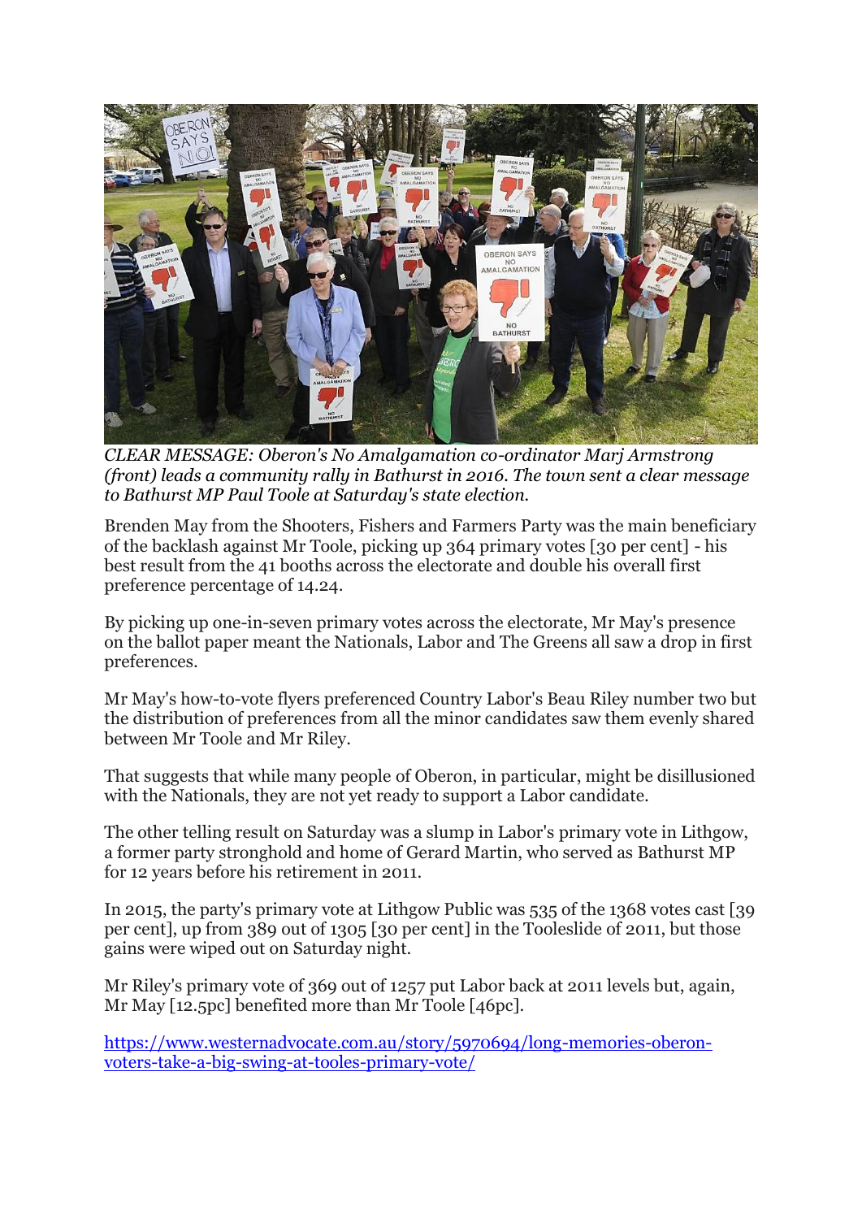*CLEAR MESSAGE: Oberon's No Amalgamation co-ordinator Marj Armstrong (front) leads a community rally in Bathurst in 2016. The town sent a clear message to Bathurst MP Paul Toole at Saturday's state election.*

Brenden May from the Shooters, Fishers and Farmers Party was the main beneficiary of the backlash against Mr Toole, picking up 364 primary votes [30 per cent] - his best result from the 41 booths across the electorate and double his overall first preference percentage of 14.24.

By picking up one-in-seven primary votes across the electorate, Mr May's presence on the ballot paper meant the Nationals, Labor and The Greens all saw a drop in first preferences.

Mr May's how-to-vote flyers preferenced Country Labor's Beau Riley number two but the distribution of preferences from all the minor candidates saw them evenly shared between Mr Toole and Mr Riley.

That suggests that while many people of Oberon, in particular, might be disillusioned with the Nationals, they are not yet ready to support a Labor candidate.

The other telling result on Saturday was a slump in Labor's primary vote in Lithgow, a former party stronghold and home of Gerard Martin, who served as Bathurst MP for 12 years before his retirement in 2011.

In 2015, the party's primary vote at Lithgow Public was 535 of the 1368 votes cast [39 per cent], up from 389 out of 1305 [30 per cent] in the Tooleslide of 2011, but those gains were wiped out on Saturday night.

Mr Riley's primary vote of 369 out of 1257 put Labor back at 2011 levels but, again, Mr May [12.5pc] benefited more than Mr Toole [46pc].

[https://www.westernadvocate.com.au/story/5970694/long-memories-oberon-voters-take-a-big-swing-at-tooles-primary-vote/](https://www.westernadvocate.com.au/story/5970694/long-memories-oberon-voters-take-a-big-swing-at-tooles-primary-vote/)